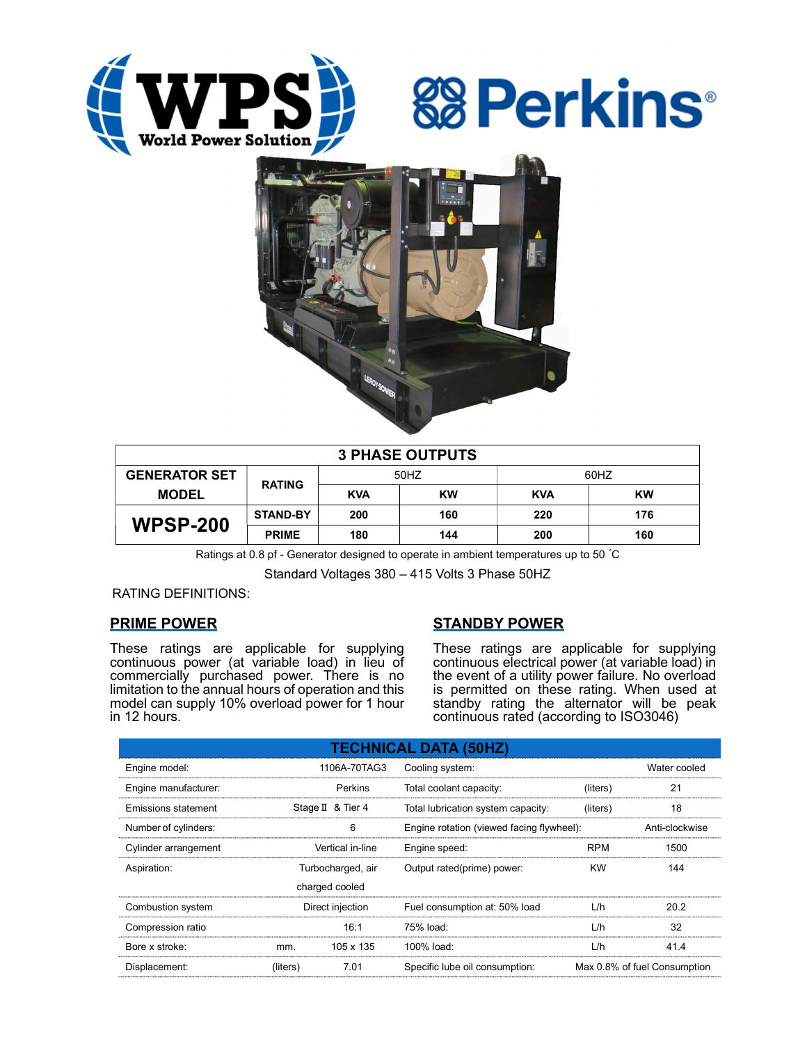| 3 PHASE OUTPUTS | | | | | |
|---|---|---|---|---|---|
| GENERATOR SET MODEL | RATING | 50HZ | | 60HZ | |
| | | KVA | KW | KVA | KW |
| WPSP-200 | STAND-BY | 200 | 160 | 220 | 176 |
| | PRIME | 180 | 144 | 200 | 160 |

Ratings at 0.8 pf - Generator designed to operate in ambient temperatures up to 50 ˚C

Standard Voltages 380 – 415 Volts 3 Phase 50HZ

RATING DEFINITIONS:

## PRIME POWER

These ratings are applicable for supplying continuous power (at variable load) in lieu of commercially purchased power. There is no limitation to the annual hours of operation and this model can supply 10% overload power for 1 hour in 12 hours.

## STANDBY POWER

These ratings are applicable for supplying continuous electrical power (at variable load) in the event of a utility power failure. No overload is permitted on these rating. When used at standby rating the alternator will be peak continuous rated (according to ISO3046)

## TECHNICAL DATA (50HZ)

| | | | | | |
|---|---|---|---|---|---|
| Engine model: | | 1106A-70TAG3 | Cooling system: | | Water cooled |
| Engine manufacturer: | | Perkins | Total coolant capacity: | (liters) | 21 |
| Emissions statement | | Stage Ⅱ & Tier 4 | Total lubrication system capacity: | (liters) | 18 |
| Number of cylinders: | | 6 | Engine rotation (viewed facing flywheel): | | Anti-clockwise |
| Cylinder arrangement | | Vertical in-line | Engine speed: | RPM | 1500 |
| Aspiration: | | Turbocharged, air charged cooled | Output rated(prime) power: | KW | 144 |
| Combustion system | | Direct injection | Fuel consumption at: 50% load | L/h | 20.2 |
| Compression ratio | | 16:1 | 75% load: | L/h | 32 |
| Bore x stroke: | mm. | 105 x 135 | 100% load: | L/h | 41.4 |
| Displacement: | (liters) | 7.01 | Specific lube oil consumption: | | Max 0.8% of fuel Consumption |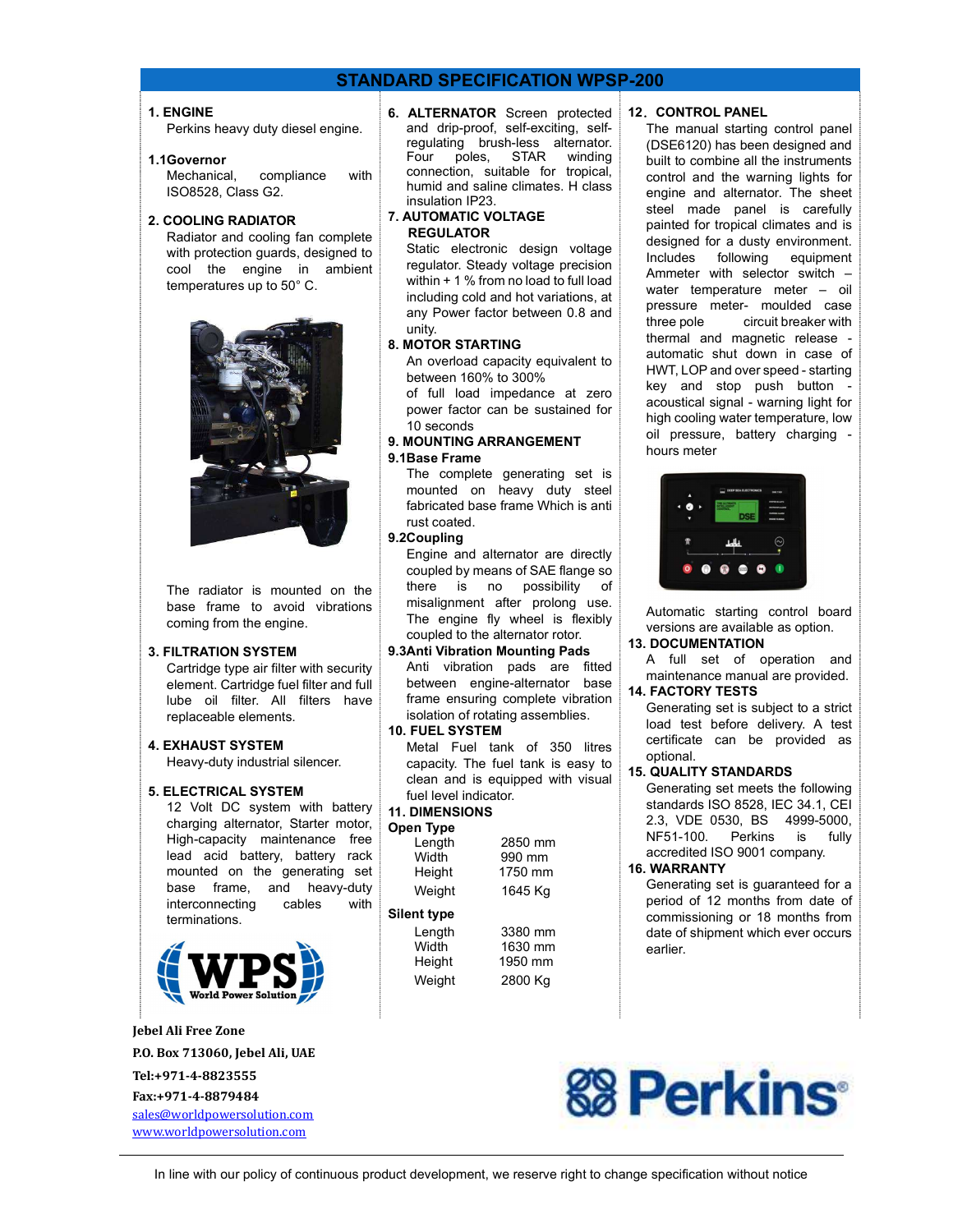# STANDARD SPECIFICATION WPSP-200

## 1. ENGINE

Perkins heavy duty diesel engine.

### 1.1Governor

Mechanical, compliance with ISO8528, Class G2.

## 2. COOLING RADIATOR

Radiator and cooling fan complete with protection guards, designed to cool the engine in ambient temperatures up to 50° C.

The radiator is mounted on the base frame to avoid vibrations coming from the engine.

## 3. FILTRATION SYSTEM

Cartridge type air filter with security element. Cartridge fuel filter and full lube oil filter. All filters have replaceable elements.

## 4. EXHAUST SYSTEM

Heavy-duty industrial silencer.

## 5. ELECTRICAL SYSTEM

12 Volt DC system with battery charging alternator, Starter motor, High-capacity maintenance free lead acid battery, battery rack mounted on the generating set base frame, and heavy-duty interconnecting cables with terminations.

## 6. ALTERNATOR

Screen protected and drip-proof, self-exciting, self-regulating brush-less alternator. Four poles, STAR winding connection, suitable for tropical, humid and saline climates. H class insulation IP23.

## 7. AUTOMATIC VOLTAGE REGULATOR

Static electronic design voltage regulator. Steady voltage precision within + 1 % from no load to full load including cold and hot variations, at any Power factor between 0.8 and unity.

## 8. MOTOR STARTING

An overload capacity equivalent to between 160% to 300%

of full load impedance at zero power factor can be sustained for 10 seconds

## 9. MOUNTING ARRANGEMENT

### 9.1Base Frame

The complete generating set is mounted on heavy duty steel fabricated base frame Which is anti rust coated.

### 9.2Coupling

Engine and alternator are directly coupled by means of SAE flange so there is no possibility of misalignment after prolong use. The engine fly wheel is flexibly coupled to the alternator rotor.

### 9.3Anti Vibration Mounting Pads

Anti vibration pads are fitted between engine-alternator base frame ensuring complete vibration isolation of rotating assemblies.

## 10. FUEL SYSTEM

Metal Fuel tank of 350 litres capacity. The fuel tank is easy to clean and is equipped with visual fuel level indicator.

## 11. DIMENSIONS

**Open Type**

| | |
|---|---|
| Length | 2850 mm |
| Width | 990 mm |
| Height | 1750 mm |
| Weight | 1645 Kg |

**Silent type**

| | |
|---|---|
| Length | 3380 mm |
| Width | 1630 mm |
| Height | 1950 mm |
| Weight | 2800 Kg |

## 12. CONTROL PANEL

The manual starting control panel (DSE6120) has been designed and built to combine all the instruments control and the warning lights for engine and alternator. The sheet steel made panel is carefully painted for tropical climates and is designed for a dusty environment. Includes following equipment Ammeter with selector switch – water temperature meter – oil pressure meter- moulded case three pole circuit breaker with thermal and magnetic release - automatic shut down in case of HWT, LOP and over speed - starting key and stop push button - acoustical signal - warning light for high cooling water temperature, low oil pressure, battery charging - hours meter

Automatic starting control board versions are available as option.

## 13. DOCUMENTATION

A full set of operation and maintenance manual are provided.

## 14. FACTORY TESTS

Generating set is subject to a strict load test before delivery. A test certificate can be provided as optional.

## 15. QUALITY STANDARDS

Generating set meets the following standards ISO 8528, IEC 34.1, CEI 2.3, VDE 0530, BS 4999-5000, NF51-100. Perkins is fully accredited ISO 9001 company.

## 16. WARRANTY

Generating set is guaranteed for a period of 12 months from date of commissioning or 18 months from date of shipment which ever occurs earlier.

WPS World Power Solution

**Jebel Ali Free Zone**
**P.O. Box 713060, Jebel Ali, UAE**
**Tel:+971-4-8823555**
**Fax:+971-4-8879484**
sales@worldpowersolution.com
www.worldpowersolution.com

Perkins

In line with our policy of continuous product development, we reserve right to change specification without notice